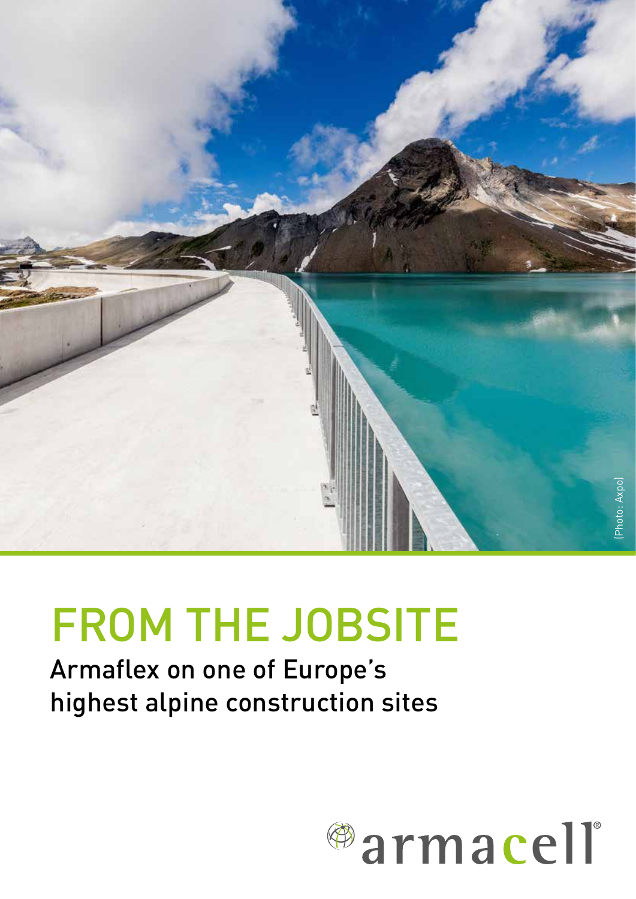[Photo: Axpo]

# FROM THE JOBSITE

Armaflex on one of Europe's highest alpine construction sites

armacell®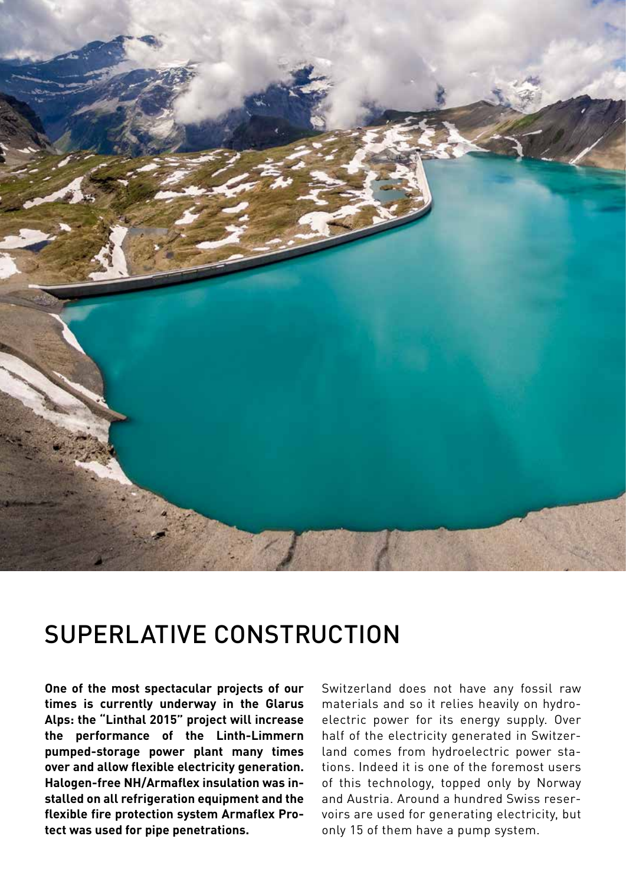# SUPERLATIVE CONSTRUCTION

**One of the most spectacular projects of our times is currently underway in the Glarus Alps: the "Linthal 2015" project will increase the performance of the Linth-Limmern pumped-storage power plant many times over and allow flexible electricity generation. Halogen-free NH/Armaflex insulation was installed on all refrigeration equipment and the flexible fire protection system Armaflex Protect was used for pipe penetrations.**

Switzerland does not have any fossil raw materials and so it relies heavily on hydroelectric power for its energy supply. Over half of the electricity generated in Switzerland comes from hydroelectric power stations. Indeed it is one of the foremost users of this technology, topped only by Norway and Austria. Around a hundred Swiss reservoirs are used for generating electricity, but only 15 of them have a pump system.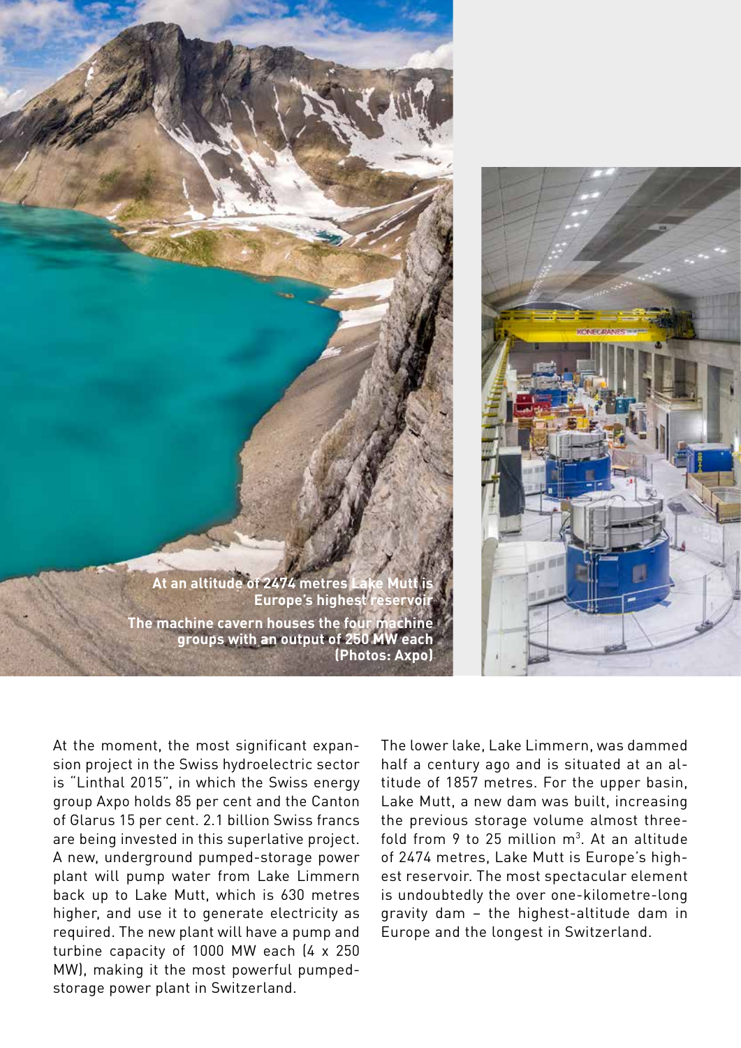At an altitude of 2474 metres Lake Mutt is Europe's highest reservoir

The machine cavern houses the four machine groups with an output of 250 MW each (Photos: Axpo)

At the moment, the most significant expansion project in the Swiss hydroelectric sector is "Linthal 2015", in which the Swiss energy group Axpo holds 85 per cent and the Canton of Glarus 15 per cent. 2.1 billion Swiss francs are being invested in this superlative project. A new, underground pumped-storage power plant will pump water from Lake Limmern back up to Lake Mutt, which is 630 metres higher, and use it to generate electricity as required. The new plant will have a pump and turbine capacity of 1000 MW each (4 x 250 MW), making it the most powerful pumped-storage power plant in Switzerland.

The lower lake, Lake Limmern, was dammed half a century ago and is situated at an altitude of 1857 metres. For the upper basin, Lake Mutt, a new dam was built, increasing the previous storage volume almost threefold from 9 to 25 million $m^3$. At an altitude of 2474 metres, Lake Mutt is Europe's highest reservoir. The most spectacular element is undoubtedly the over one-kilometre-long gravity dam – the highest-altitude dam in Europe and the longest in Switzerland.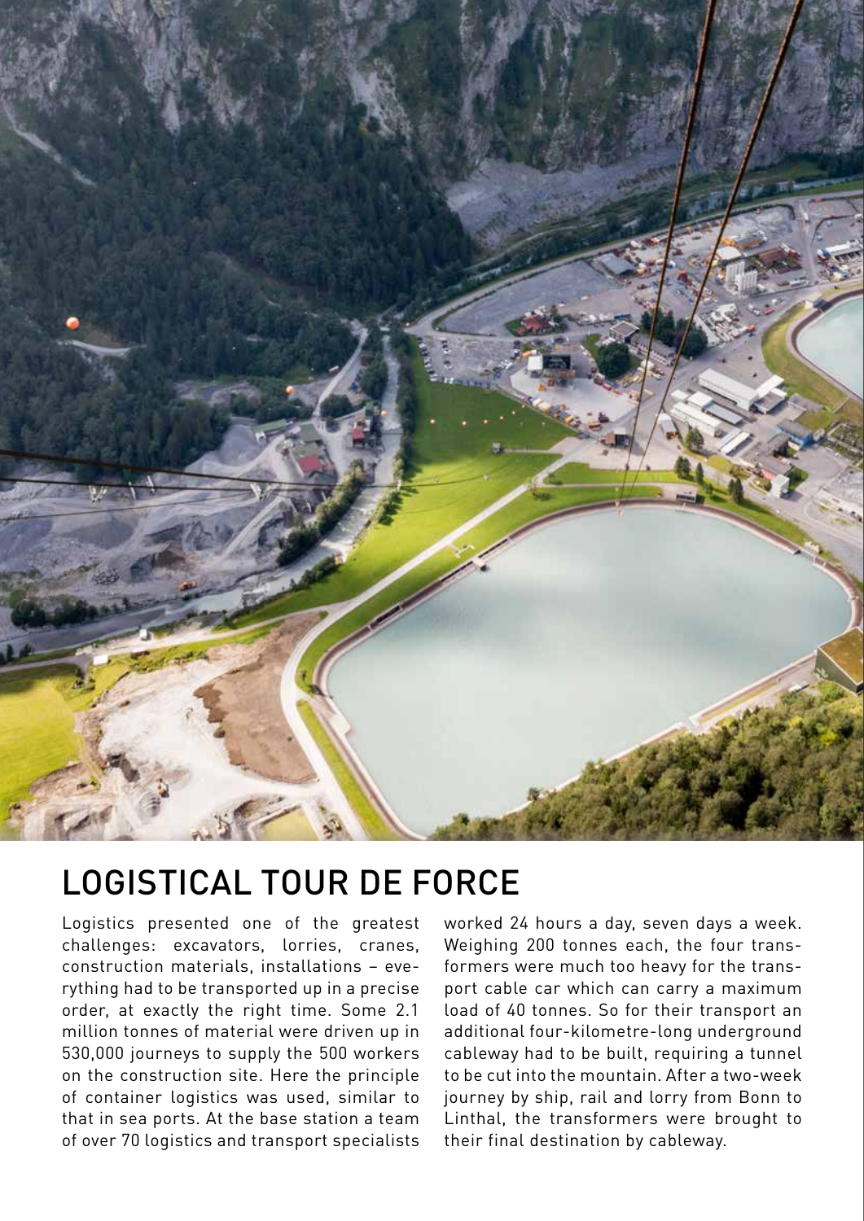# LOGISTICAL TOUR DE FORCE

Logistics presented one of the greatest challenges: excavators, lorries, cranes, construction materials, installations – everything had to be transported up in a precise order, at exactly the right time. Some 2.1 million tonnes of material were driven up in 530,000 journeys to supply the 500 workers on the construction site. Here the principle of container logistics was used, similar to that in sea ports. At the base station a team of over 70 logistics and transport specialists worked 24 hours a day, seven days a week. Weighing 200 tonnes each, the four transformers were much too heavy for the transport cable car which can carry a maximum load of 40 tonnes. So for their transport an additional four-kilometre-long underground cableway had to be built, requiring a tunnel to be cut into the mountain. After a two-week journey by ship, rail and lorry from Bonn to Linthal, the transformers were brought to their final destination by cableway.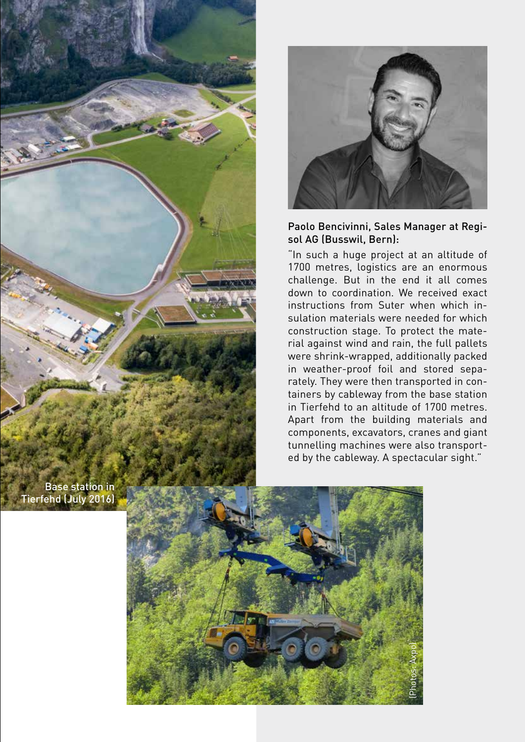**Paolo Bencivinni, Sales Manager at Regisol AG (Busswil, Bern):**

"In such a huge project at an altitude of 1700 metres, logistics are an enormous challenge. But in the end it all comes down to coordination. We received exact instructions from Suter when which insulation materials were needed for which construction stage. To protect the material against wind and rain, the full pallets were shrink-wrapped, additionally packed in weather-proof foil and stored separately. They were then transported in containers by cableway from the base station in Tierfehd to an altitude of 1700 metres. Apart from the building materials and components, excavators, cranes and giant tunnelling machines were also transported by the cableway. A spectacular sight."

Base station in Tierfehd (July 2016)

(Photos: Axpo)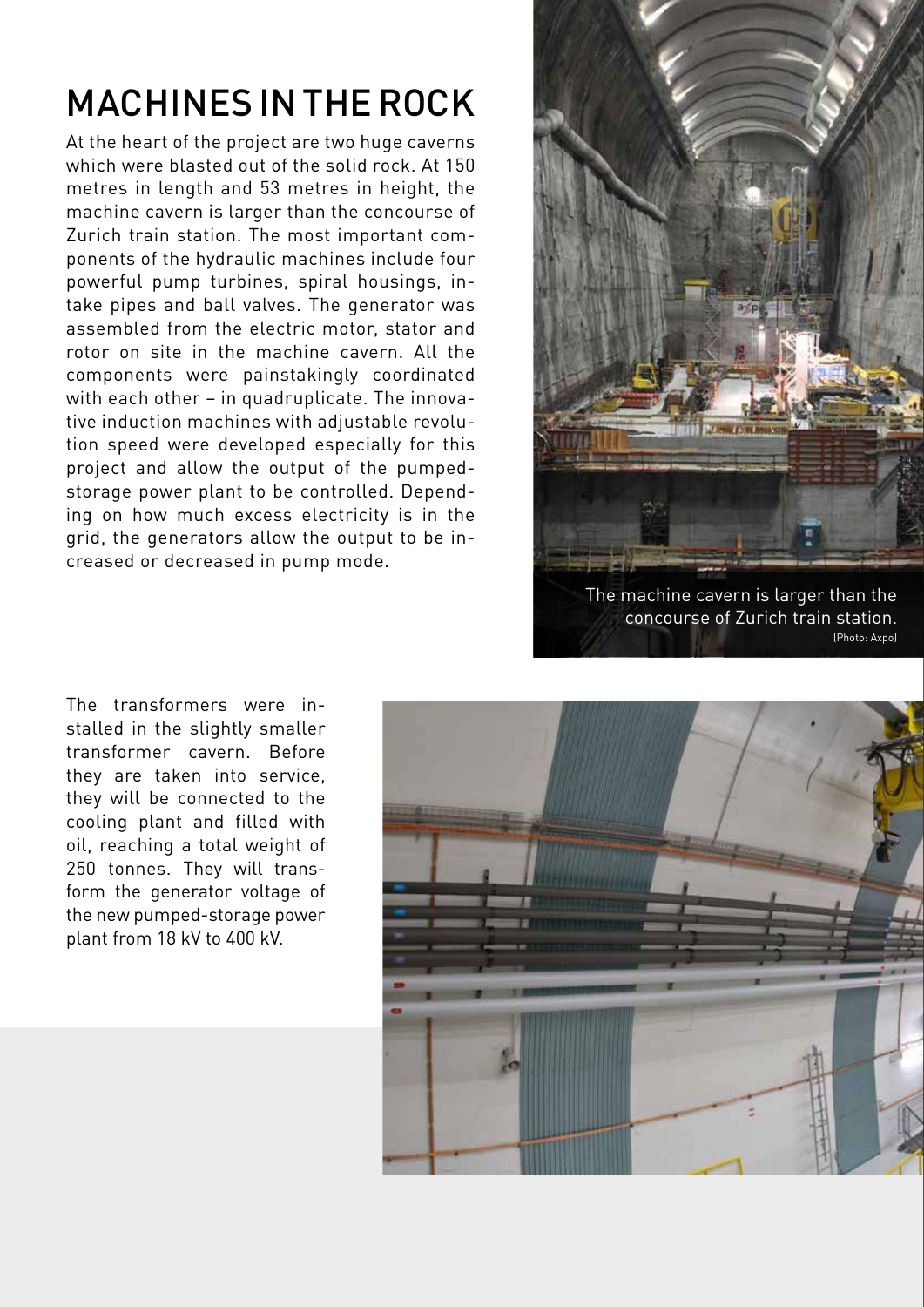# MACHINES IN THE ROCK

At the heart of the project are two huge caverns which were blasted out of the solid rock. At 150 metres in length and 53 metres in height, the machine cavern is larger than the concourse of Zurich train station. The most important components of the hydraulic machines include four powerful pump turbines, spiral housings, intake pipes and ball valves. The generator was assembled from the electric motor, stator and rotor on site in the machine cavern. All the components were painstakingly coordinated with each other – in quadruplicate. The innovative induction machines with adjustable revolution speed were developed especially for this project and allow the output of the pumped-storage power plant to be controlled. Depending on how much excess electricity is in the grid, the generators allow the output to be increased or decreased in pump mode.

The machine cavern is larger than the concourse of Zurich train station. (Photo: Axpo)

The transformers were installed in the slightly smaller transformer cavern. Before they are taken into service, they will be connected to the cooling plant and filled with oil, reaching a total weight of 250 tonnes. They will transform the generator voltage of the new pumped-storage power plant from 18 kV to 400 kV.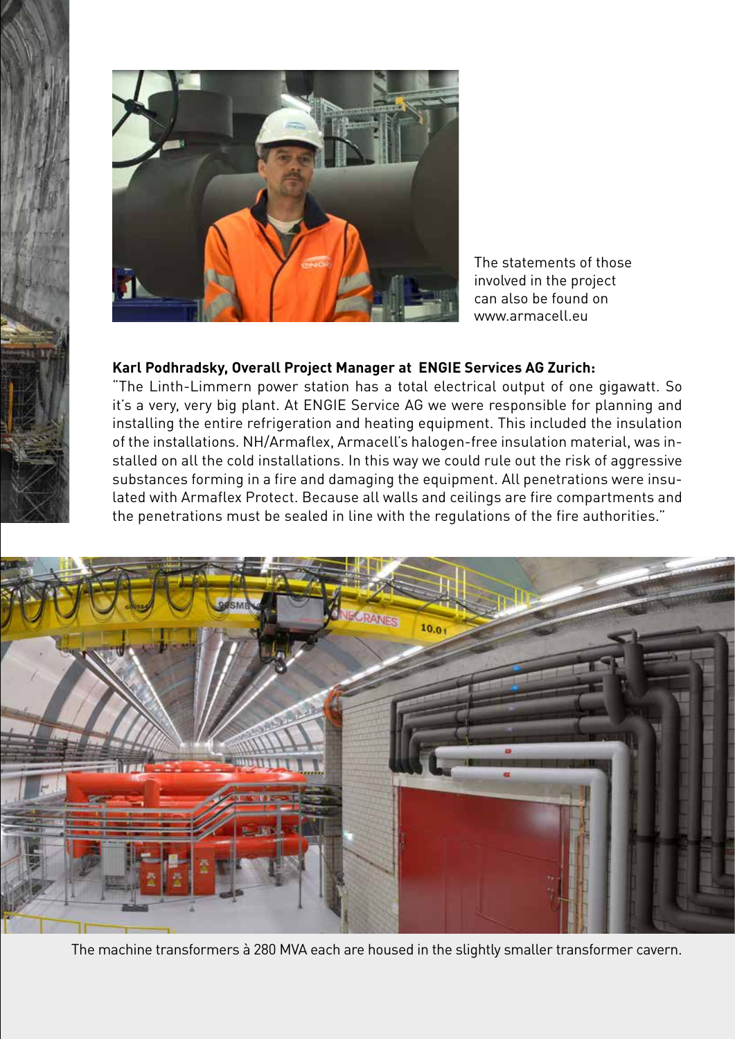The statements of those involved in the project can also be found on www.armacell.eu

**Karl Podhradsky, Overall Project Manager at ENGIE Services AG Zurich:**

"The Linth-Limmern power station has a total electrical output of one gigawatt. So it's a very, very big plant. At ENGIE Service AG we were responsible for planning and installing the entire refrigeration and heating equipment. This included the insulation of the installations. NH/Armaflex, Armacell's halogen-free insulation material, was installed on all the cold installations. In this way we could rule out the risk of aggressive substances forming in a fire and damaging the equipment. All penetrations were insulated with Armaflex Protect. Because all walls and ceilings are fire compartments and the penetrations must be sealed in line with the regulations of the fire authorities."

The machine transformers à 280 MVA each are housed in the slightly smaller transformer cavern.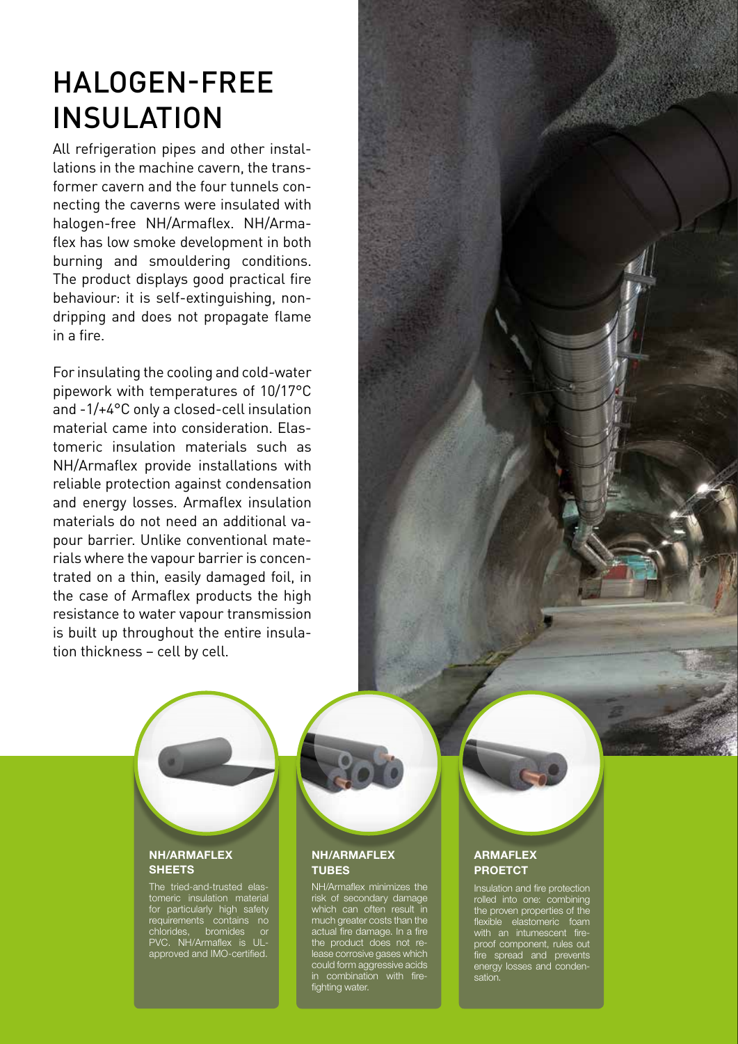# HALOGEN-FREE INSULATION

All refrigeration pipes and other installations in the machine cavern, the transformer cavern and the four tunnels connecting the caverns were insulated with halogen-free NH/Armaflex. NH/Armaflex has low smoke development in both burning and smouldering conditions. The product displays good practical fire behaviour: it is self-extinguishing, non-dripping and does not propagate flame in a fire.

For insulating the cooling and cold-water pipework with temperatures of 10/17°C and -1/+4°C only a closed-cell insulation material came into consideration. Elastomeric insulation materials such as NH/Armaflex provide installations with reliable protection against condensation and energy losses. Armaflex insulation materials do not need an additional vapour barrier. Unlike conventional materials where the vapour barrier is concentrated on a thin, easily damaged foil, in the case of Armaflex products the high resistance to water vapour transmission is built up throughout the entire insulation thickness – cell by cell.

**NH/ARMAFLEX SHEETS**

The tried-and-trusted elastomeric insulation material for particularly high safety requirements contains no chlorides, bromides or PVC. NH/Armaflex is UL-approved and IMO-certified.

**NH/ARMAFLEX TUBES**

NH/Armaflex minimizes the risk of secondary damage which can often result in much greater costs than the actual fire damage. In a fire the product does not release corrosive gases which could form aggressive acids in combination with fire-fighting water.

**ARMAFLEX PROETCT**

Insulation and fire protection rolled into one: combining the proven properties of the flexible elastomeric foam with an intumescent fireproof component, rules out fire spread and prevents energy losses and condensation.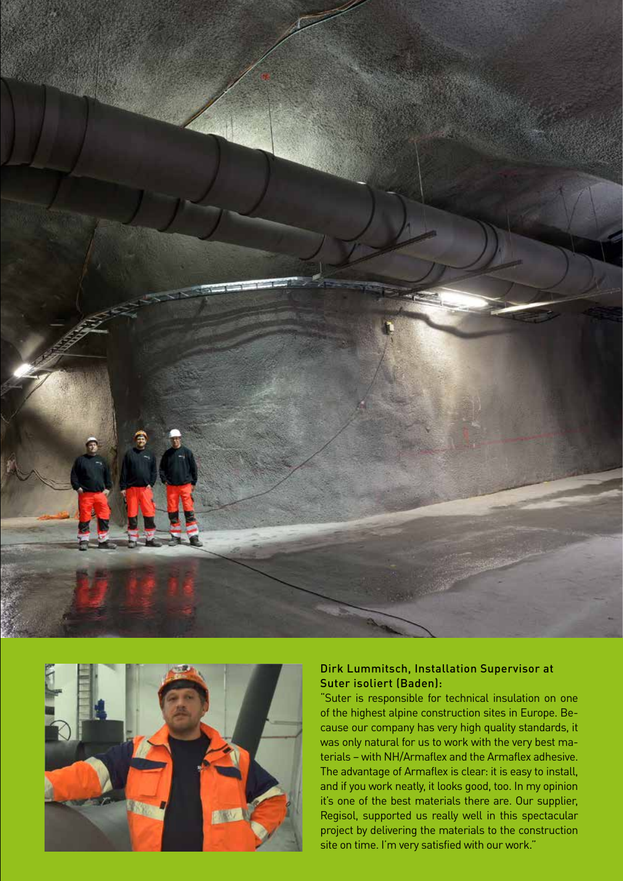**Dirk Lummitsch, Installation Supervisor at Suter isoliert (Baden):**

"Suter is responsible for technical insulation on one of the highest alpine construction sites in Europe. Because our company has very high quality standards, it was only natural for us to work with the very best materials – with NH/Armaflex and the Armaflex adhesive. The advantage of Armaflex is clear: it is easy to install, and if you work neatly, it looks good, too. In my opinion it's one of the best materials there are. Our supplier, Regisol, supported us really well in this spectacular project by delivering the materials to the construction site on time. I'm very satisfied with our work."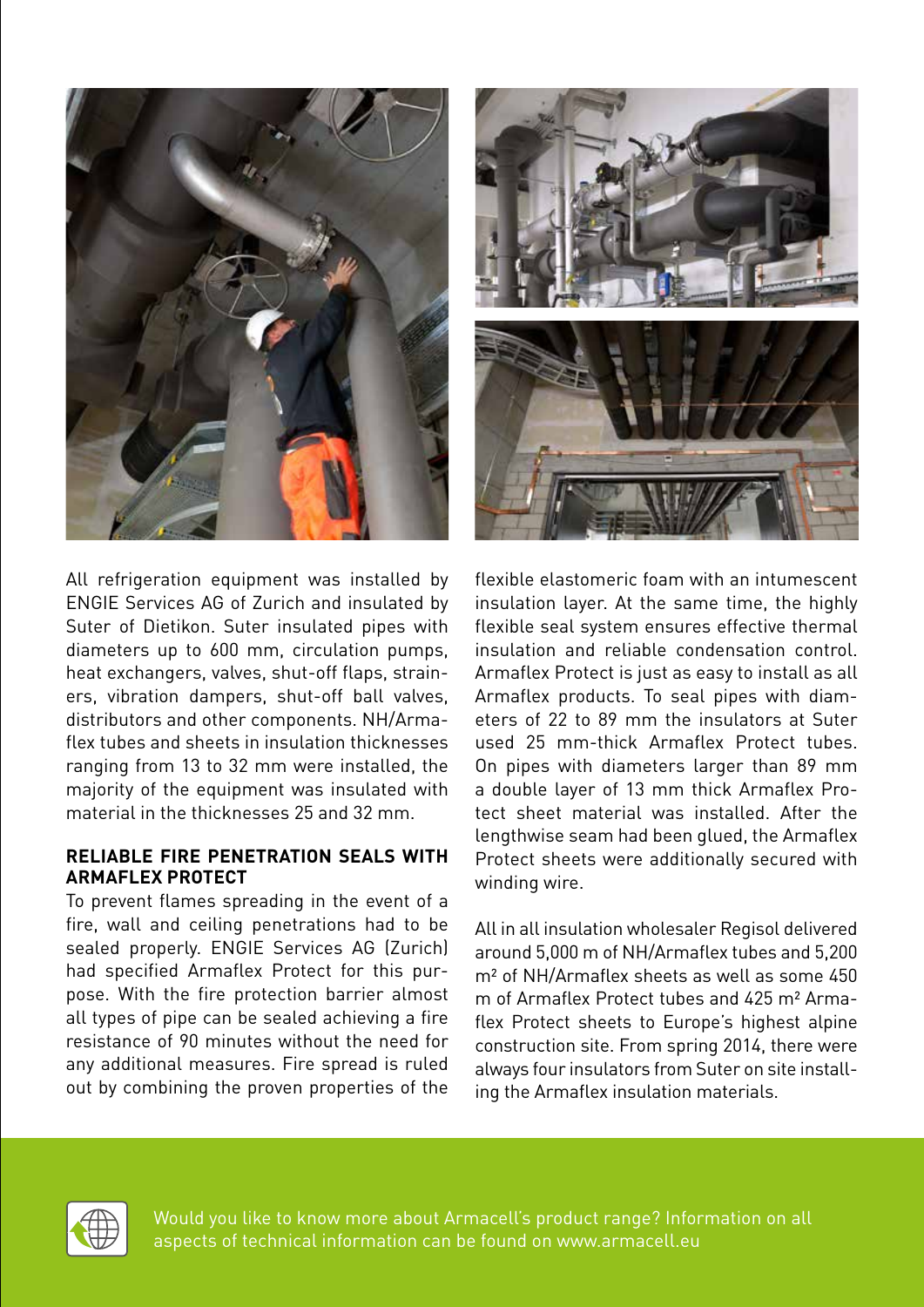All refrigeration equipment was installed by ENGIE Services AG of Zurich and insulated by Suter of Dietikon. Suter insulated pipes with diameters up to 600 mm, circulation pumps, heat exchangers, valves, shut-off flaps, strainers, vibration dampers, shut-off ball valves, distributors and other components. NH/Armaflex tubes and sheets in insulation thicknesses ranging from 13 to 32 mm were installed, the majority of the equipment was insulated with material in the thicknesses 25 and 32 mm.

**RELIABLE FIRE PENETRATION SEALS WITH ARMAFLEX PROTECT**

To prevent flames spreading in the event of a fire, wall and ceiling penetrations had to be sealed properly. ENGIE Services AG (Zurich) had specified Armaflex Protect for this purpose. With the fire protection barrier almost all types of pipe can be sealed achieving a fire resistance of 90 minutes without the need for any additional measures. Fire spread is ruled out by combining the proven properties of the flexible elastomeric foam with an intumescent insulation layer. At the same time, the highly flexible seal system ensures effective thermal insulation and reliable condensation control. Armaflex Protect is just as easy to install as all Armaflex products. To seal pipes with diameters of 22 to 89 mm the insulators at Suter used 25 mm-thick Armaflex Protect tubes. On pipes with diameters larger than 89 mm a double layer of 13 mm thick Armaflex Protect sheet material was installed. After the lengthwise seam had been glued, the Armaflex Protect sheets were additionally secured with winding wire.

All in all insulation wholesaler Regisol delivered around 5,000 m of NH/Armaflex tubes and 5,200 m² of NH/Armaflex sheets as well as some 450 m of Armaflex Protect tubes and 425 m² Armaflex Protect sheets to Europe's highest alpine construction site. From spring 2014, there were always four insulators from Suter on site installing the Armaflex insulation materials.

Would you like to know more about Armacell's product range? Information on all aspects of technical information can be found on www.armacell.eu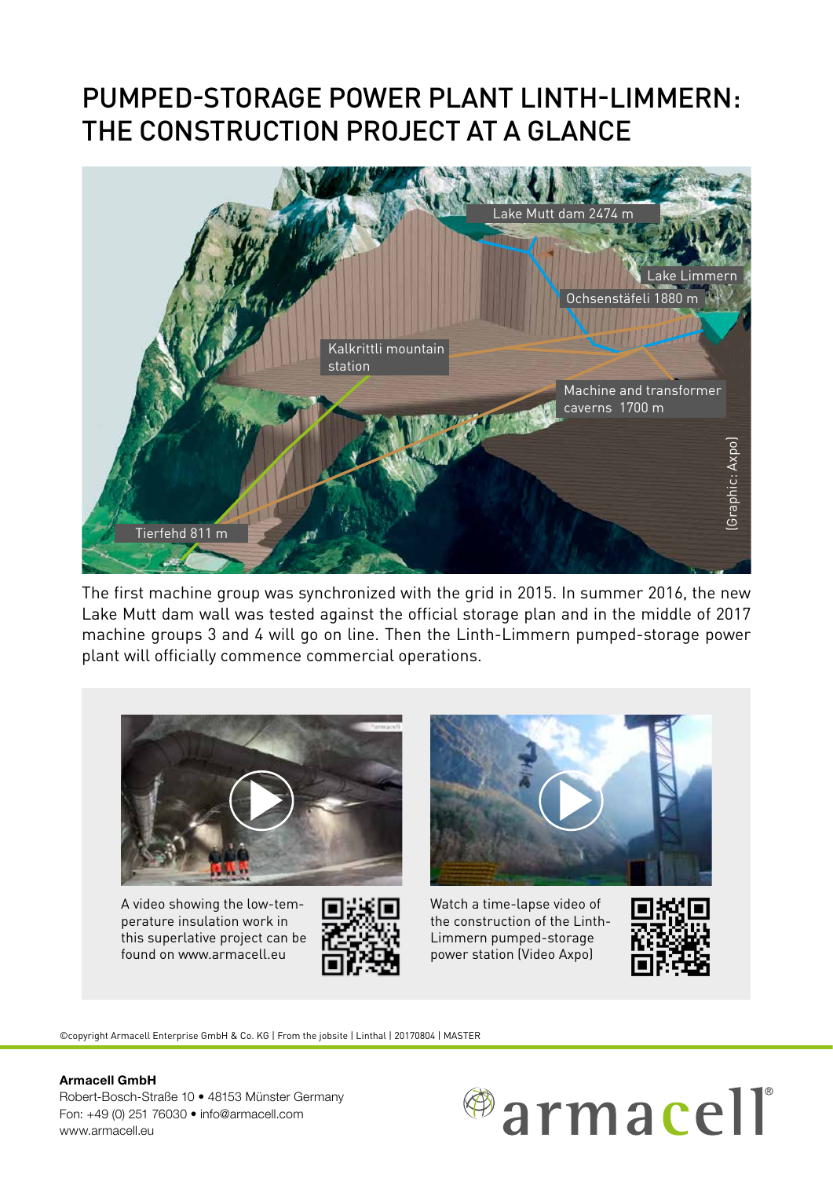# PUMPED-STORAGE POWER PLANT LINTH-LIMMERN: THE CONSTRUCTION PROJECT AT A GLANCE

Lake Mutt dam 2474 m

Lake Limmern

Ochsenstäfeli 1880 m

Kalkrittli mountain station

Machine and transformer caverns 1700 m

Tierfehd 811 m

(Graphic: Axpo)

The first machine group was synchronized with the grid in 2015. In summer 2016, the new Lake Mutt dam wall was tested against the official storage plan and in the middle of 2017 machine groups 3 and 4 will go on line. Then the Linth-Limmern pumped-storage power plant will officially commence commercial operations.

A video showing the low-temperature insulation work in this superlative project can be found on www.armacell.eu

Watch a time-lapse video of the construction of the Linth-Limmern pumped-storage power station (Video Axpo)

©copyright Armacell Enterprise GmbH & Co. KG | From the jobsite | Linthal | 20170804 | MASTER

**Armacell GmbH**
Robert-Bosch-Straße 10 • 48153 Münster Germany
Fon: +49 (0) 251 76030 • info@armacell.com
www.armacell.eu

armacell®